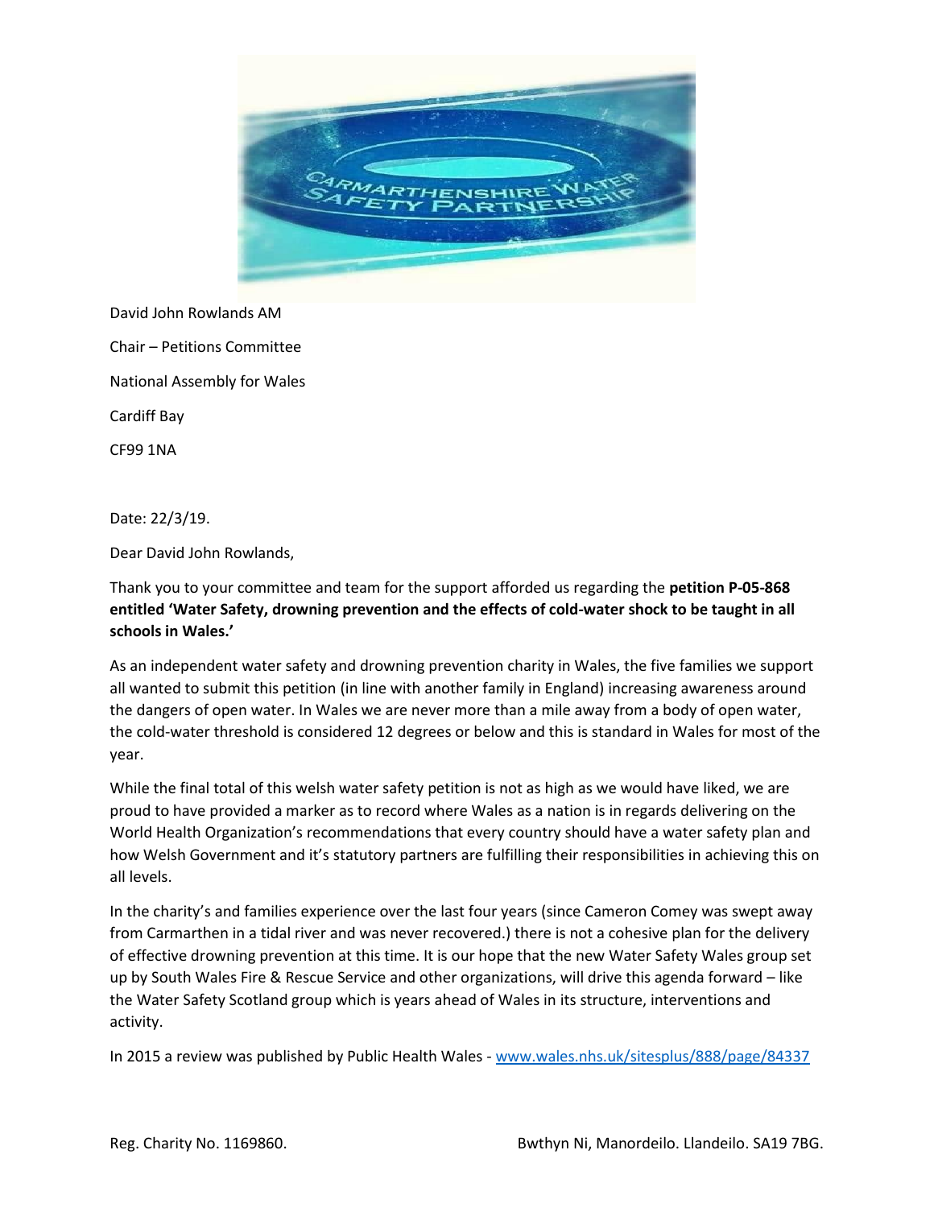David John Rowlands AM

Chair – Petitions Committee

National Assembly for Wales

Cardiff Bay

CF99 1NA

Date: 22/3/19.

Dear David John Rowlands,

Thank you to your committee and team for the support afforded us regarding the **petition P-05-868 entitled 'Water Safety, drowning prevention and the effects of cold-water shock to be taught in all schools in Wales.'**

As an independent water safety and drowning prevention charity in Wales, the five families we support all wanted to submit this petition (in line with another family in England) increasing awareness around the dangers of open water. In Wales we are never more than a mile away from a body of open water, the cold-water threshold is considered 12 degrees or below and this is standard in Wales for most of the year.

While the final total of this welsh water safety petition is not as high as we would have liked, we are proud to have provided a marker as to record where Wales as a nation is in regards delivering on the World Health Organization's recommendations that every country should have a water safety plan and how Welsh Government and it's statutory partners are fulfilling their responsibilities in achieving this on all levels.

In the charity's and families experience over the last four years (since Cameron Comey was swept away from Carmarthen in a tidal river and was never recovered.) there is not a cohesive plan for the delivery of effective drowning prevention at this time. It is our hope that the new Water Safety Wales group set up by South Wales Fire & Rescue Service and other organizations, will drive this agenda forward – like the Water Safety Scotland group which is years ahead of Wales in its structure, interventions and activity.

In 2015 a review was published by Public Health Wales - [www.wales.nhs.uk/sitesplus/888/page/84337](http://www.wales.nhs.uk/sitesplus/888/page/84337)

Reg. Charity No. 1169860. Bwthyn Ni, Manordeilo. Llandeilo. SA19 7BG.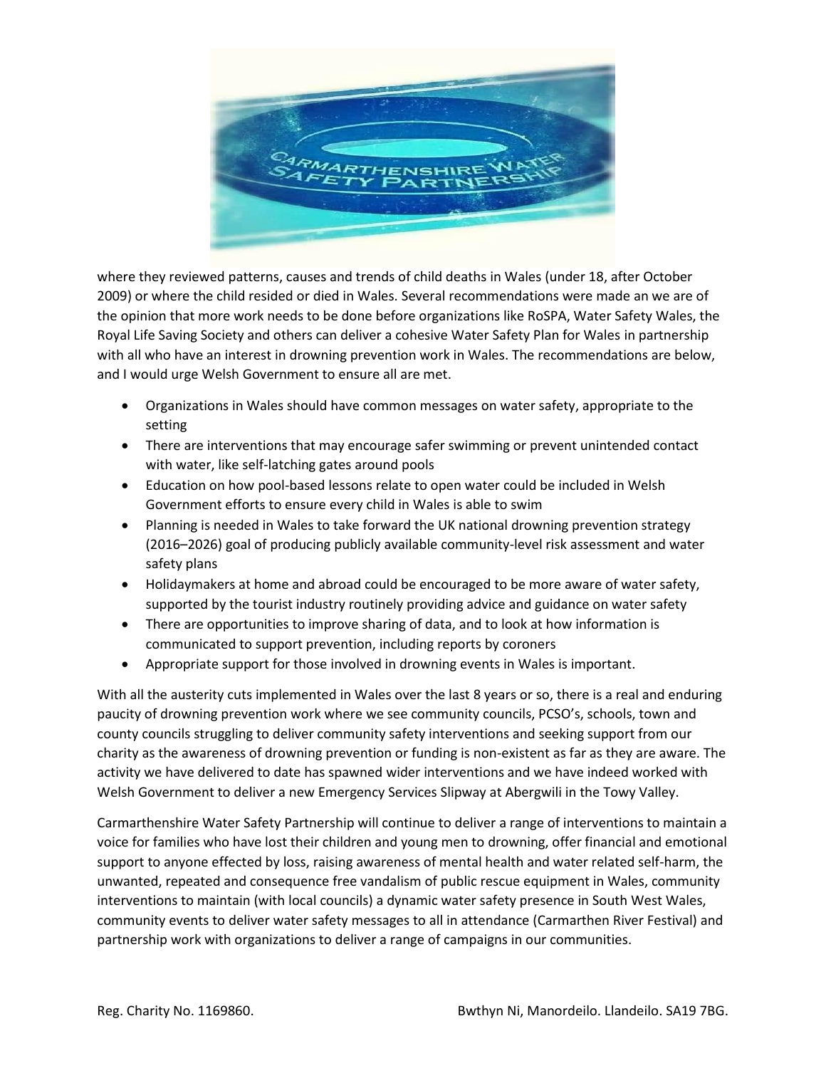where they reviewed patterns, causes and trends of child deaths in Wales (under 18, after October 2009) or where the child resided or died in Wales. Several recommendations were made an we are of the opinion that more work needs to be done before organizations like RoSPA, Water Safety Wales, the Royal Life Saving Society and others can deliver a cohesive Water Safety Plan for Wales in partnership with all who have an interest in drowning prevention work in Wales. The recommendations are below, and I would urge Welsh Government to ensure all are met.

- Organizations in Wales should have common messages on water safety, appropriate to the setting
- There are interventions that may encourage safer swimming or prevent unintended contact with water, like self-latching gates around pools
- Education on how pool-based lessons relate to open water could be included in Welsh Government efforts to ensure every child in Wales is able to swim
- Planning is needed in Wales to take forward the UK national drowning prevention strategy (2016–2026) goal of producing publicly available community-level risk assessment and water safety plans
- Holidaymakers at home and abroad could be encouraged to be more aware of water safety, supported by the tourist industry routinely providing advice and guidance on water safety
- There are opportunities to improve sharing of data, and to look at how information is communicated to support prevention, including reports by coroners
- Appropriate support for those involved in drowning events in Wales is important.

With all the austerity cuts implemented in Wales over the last 8 years or so, there is a real and enduring paucity of drowning prevention work where we see community councils, PCSO's, schools, town and county councils struggling to deliver community safety interventions and seeking support from our charity as the awareness of drowning prevention or funding is non-existent as far as they are aware. The activity we have delivered to date has spawned wider interventions and we have indeed worked with Welsh Government to deliver a new Emergency Services Slipway at Abergwili in the Towy Valley.

Carmarthenshire Water Safety Partnership will continue to deliver a range of interventions to maintain a voice for families who have lost their children and young men to drowning, offer financial and emotional support to anyone effected by loss, raising awareness of mental health and water related self-harm, the unwanted, repeated and consequence free vandalism of public rescue equipment in Wales, community interventions to maintain (with local councils) a dynamic water safety presence in South West Wales, community events to deliver water safety messages to all in attendance (Carmarthen River Festival) and partnership work with organizations to deliver a range of campaigns in our communities.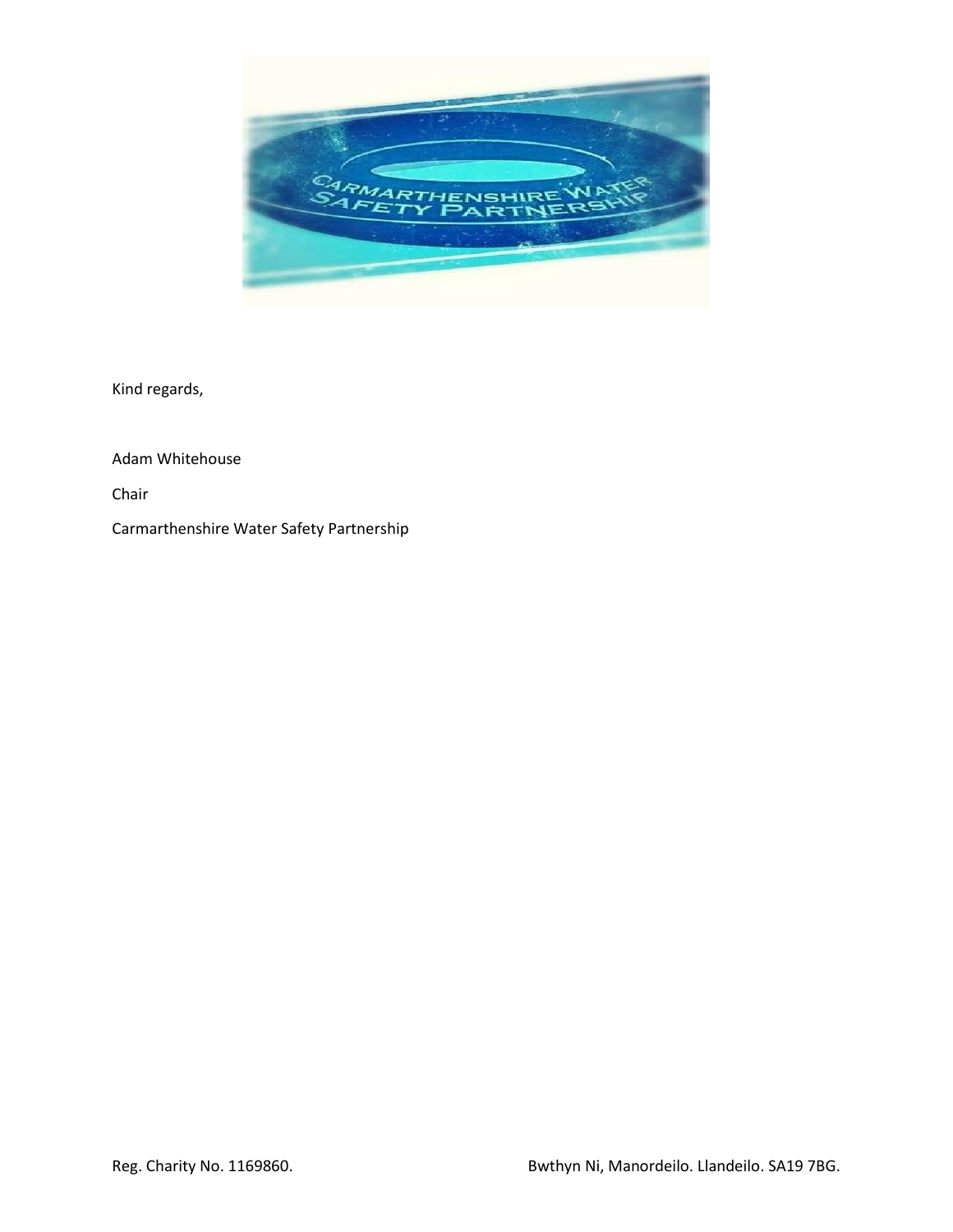Kind regards,

Adam Whitehouse

Chair

Carmarthenshire Water Safety Partnership

Reg. Charity No. 1169860. Bwthyn Ni, Manordeilo. Llandeilo. SA19 7BG.